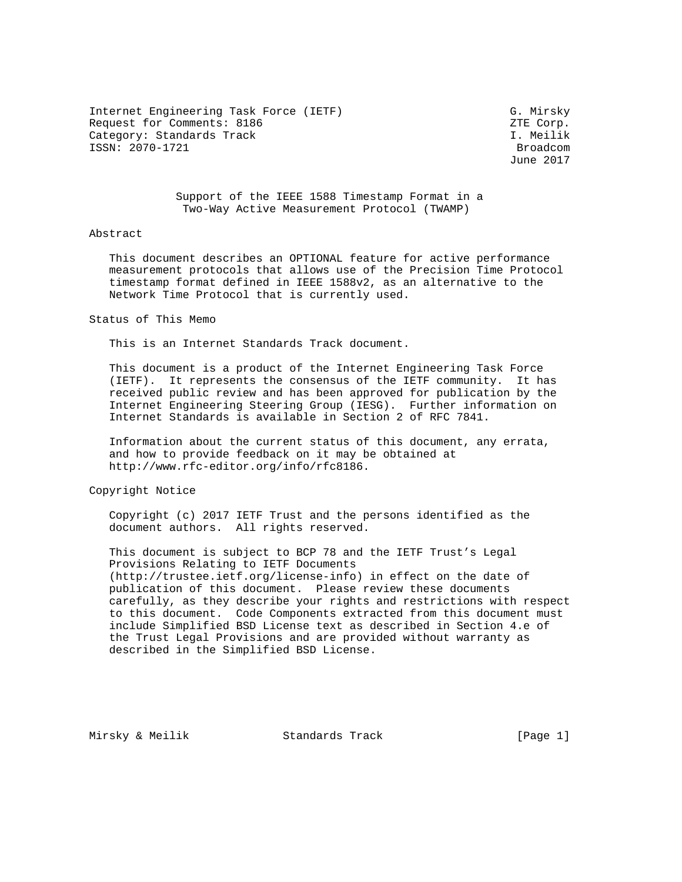Internet Engineering Task Force (IETF) G. Mirsky
Request for Comments: 8186 ZTE Corp.
Category: Standards Track I. Meilik
ISSN: 2070-1721 Broadcom
June 2017

# Support of the IEEE 1588 Timestamp Format in a Two-Way Active Measurement Protocol (TWAMP)

## Abstract

This document describes an OPTIONAL feature for active performance measurement protocols that allows use of the Precision Time Protocol timestamp format defined in IEEE 1588v2, as an alternative to the Network Time Protocol that is currently used.

## Status of This Memo

This is an Internet Standards Track document.

This document is a product of the Internet Engineering Task Force (IETF). It represents the consensus of the IETF community. It has received public review and has been approved for publication by the Internet Engineering Steering Group (IESG). Further information on Internet Standards is available in Section 2 of RFC 7841.

Information about the current status of this document, any errata, and how to provide feedback on it may be obtained at http://www.rfc-editor.org/info/rfc8186.

## Copyright Notice

Copyright (c) 2017 IETF Trust and the persons identified as the document authors. All rights reserved.

This document is subject to BCP 78 and the IETF Trust's Legal Provisions Relating to IETF Documents (http://trustee.ietf.org/license-info) in effect on the date of publication of this document. Please review these documents carefully, as they describe your rights and restrictions with respect to this document. Code Components extracted from this document must include Simplified BSD License text as described in Section 4.e of the Trust Legal Provisions and are provided without warranty as described in the Simplified BSD License.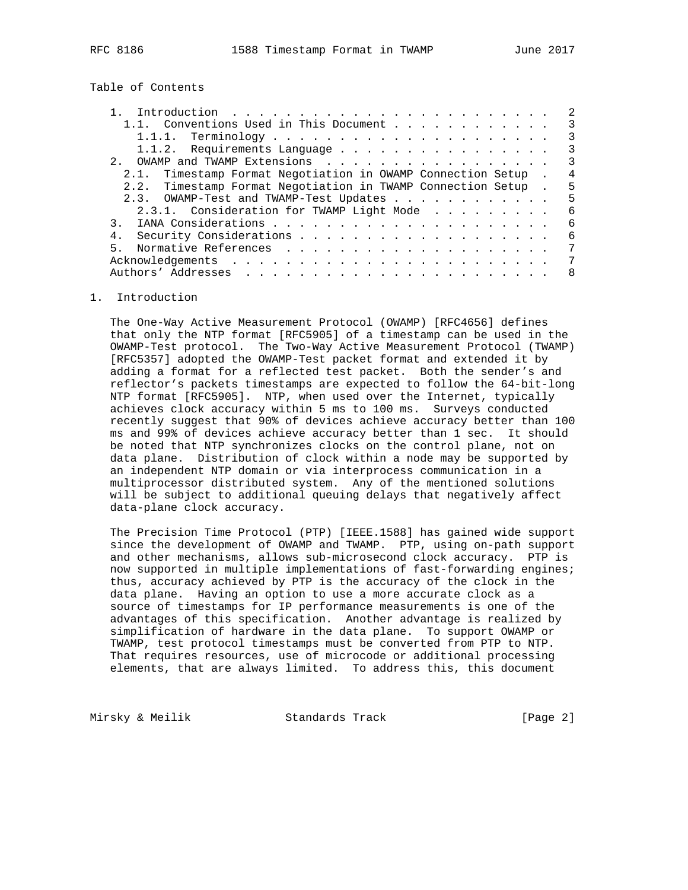Table of Contents

```
   1.  Introduction  . . . . . . . . . . . . . . . . . . . . . . . .   2
     1.1.  Conventions Used in This Document . . . . . . . . . . . .   3
       1.1.1.  Terminology . . . . . . . . . . . . . . . . . . . . .   3
       1.1.2.  Requirements Language . . . . . . . . . . . . . . . .   3
   2.  OWAMP and TWAMP Extensions  . . . . . . . . . . . . . . . . .   3
     2.1.  Timestamp Format Negotiation in OWAMP Connection Setup  .   4
     2.2.  Timestamp Format Negotiation in TWAMP Connection Setup  .   5
     2.3.  OWAMP-Test and TWAMP-Test Updates . . . . . . . . . . . .   5
       2.3.1.  Consideration for TWAMP Light Mode  . . . . . . . . .   6
   3.  IANA Considerations . . . . . . . . . . . . . . . . . . . . .   6
   4.  Security Considerations . . . . . . . . . . . . . . . . . . .   6
   5.  Normative References  . . . . . . . . . . . . . . . . . . . .   7
   Acknowledgements  . . . . . . . . . . . . . . . . . . . . . . . .   7
   Authors' Addresses  . . . . . . . . . . . . . . . . . . . . . . .   8
```

# 1. Introduction

The One-Way Active Measurement Protocol (OWAMP) [RFC4656] defines that only the NTP format [RFC5905] of a timestamp can be used in the OWAMP-Test protocol. The Two-Way Active Measurement Protocol (TWAMP) [RFC5357] adopted the OWAMP-Test packet format and extended it by adding a format for a reflected test packet. Both the sender's and reflector's packets timestamps are expected to follow the 64-bit-long NTP format [RFC5905]. NTP, when used over the Internet, typically achieves clock accuracy within 5 ms to 100 ms. Surveys conducted recently suggest that 90% of devices achieve accuracy better than 100 ms and 99% of devices achieve accuracy better than 1 sec. It should be noted that NTP synchronizes clocks on the control plane, not on data plane. Distribution of clock within a node may be supported by an independent NTP domain or via interprocess communication in a multiprocessor distributed system. Any of the mentioned solutions will be subject to additional queuing delays that negatively affect data-plane clock accuracy.

The Precision Time Protocol (PTP) [IEEE.1588] has gained wide support since the development of OWAMP and TWAMP. PTP, using on-path support and other mechanisms, allows sub-microsecond clock accuracy. PTP is now supported in multiple implementations of fast-forwarding engines; thus, accuracy achieved by PTP is the accuracy of the clock in the data plane. Having an option to use a more accurate clock as a source of timestamps for IP performance measurements is one of the advantages of this specification. Another advantage is realized by simplification of hardware in the data plane. To support OWAMP or TWAMP, test protocol timestamps must be converted from PTP to NTP. That requires resources, use of microcode or additional processing elements, that are always limited. To address this, this document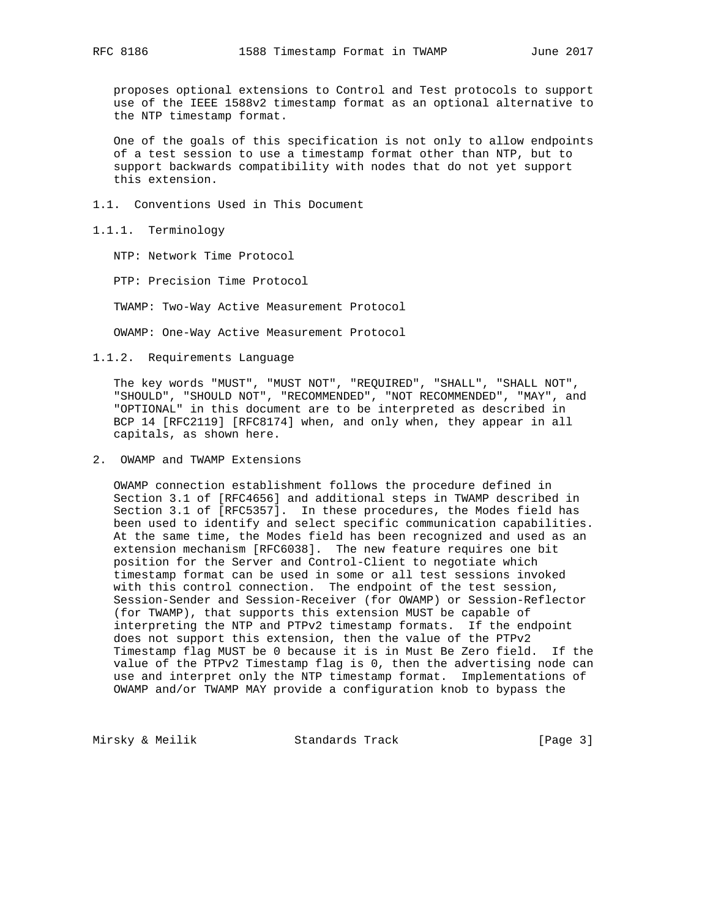proposes optional extensions to Control and Test protocols to support use of the IEEE 1588v2 timestamp format as an optional alternative to the NTP timestamp format.

One of the goals of this specification is not only to allow endpoints of a test session to use a timestamp format other than NTP, but to support backwards compatibility with nodes that do not yet support this extension.

### 1.1. Conventions Used in This Document

#### 1.1.1. Terminology

NTP: Network Time Protocol

PTP: Precision Time Protocol

TWAMP: Two-Way Active Measurement Protocol

OWAMP: One-Way Active Measurement Protocol

#### 1.1.2. Requirements Language

The key words "MUST", "MUST NOT", "REQUIRED", "SHALL", "SHALL NOT", "SHOULD", "SHOULD NOT", "RECOMMENDED", "NOT RECOMMENDED", "MAY", and "OPTIONAL" in this document are to be interpreted as described in BCP 14 [RFC2119] [RFC8174] when, and only when, they appear in all capitals, as shown here.

## 2. OWAMP and TWAMP Extensions

OWAMP connection establishment follows the procedure defined in Section 3.1 of [RFC4656] and additional steps in TWAMP described in Section 3.1 of [RFC5357]. In these procedures, the Modes field has been used to identify and select specific communication capabilities. At the same time, the Modes field has been recognized and used as an extension mechanism [RFC6038]. The new feature requires one bit position for the Server and Control-Client to negotiate which timestamp format can be used in some or all test sessions invoked with this control connection. The endpoint of the test session, Session-Sender and Session-Receiver (for OWAMP) or Session-Reflector (for TWAMP), that supports this extension MUST be capable of interpreting the NTP and PTPv2 timestamp formats. If the endpoint does not support this extension, then the value of the PTPv2 Timestamp flag MUST be 0 because it is in Must Be Zero field. If the value of the PTPv2 Timestamp flag is 0, then the advertising node can use and interpret only the NTP timestamp format. Implementations of OWAMP and/or TWAMP MAY provide a configuration knob to bypass the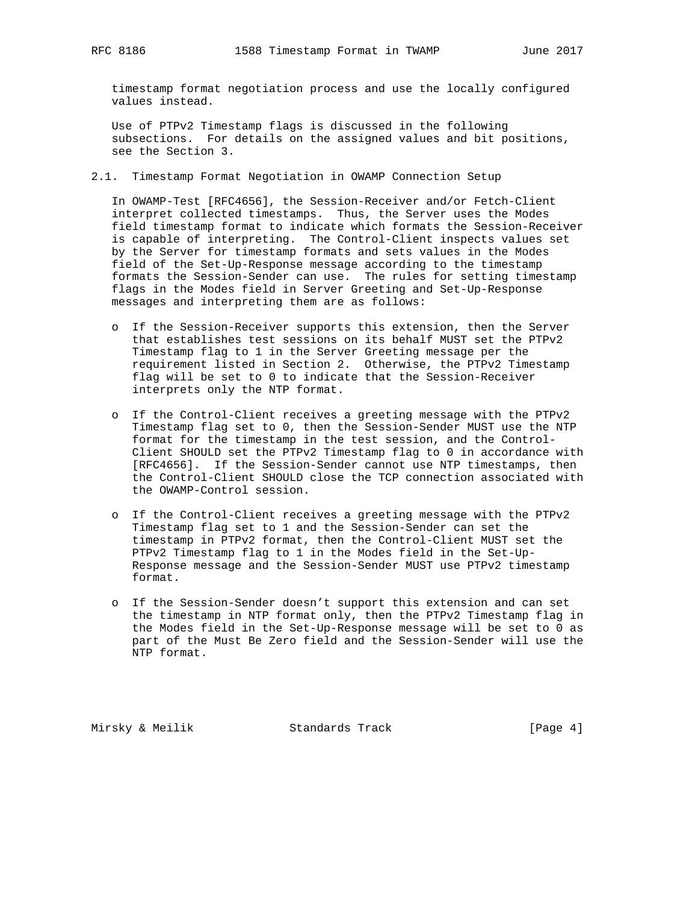timestamp format negotiation process and use the locally configured values instead.

Use of PTPv2 Timestamp flags is discussed in the following subsections. For details on the assigned values and bit positions, see the Section 3.

## 2.1. Timestamp Format Negotiation in OWAMP Connection Setup

In OWAMP-Test [RFC4656], the Session-Receiver and/or Fetch-Client interpret collected timestamps. Thus, the Server uses the Modes field timestamp format to indicate which formats the Session-Receiver is capable of interpreting. The Control-Client inspects values set by the Server for timestamp formats and sets values in the Modes field of the Set-Up-Response message according to the timestamp formats the Session-Sender can use. The rules for setting timestamp flags in the Modes field in Server Greeting and Set-Up-Response messages and interpreting them are as follows:

- If the Session-Receiver supports this extension, then the Server that establishes test sessions on its behalf MUST set the PTPv2 Timestamp flag to 1 in the Server Greeting message per the requirement listed in Section 2. Otherwise, the PTPv2 Timestamp flag will be set to 0 to indicate that the Session-Receiver interprets only the NTP format.

- If the Control-Client receives a greeting message with the PTPv2 Timestamp flag set to 0, then the Session-Sender MUST use the NTP format for the timestamp in the test session, and the Control-Client SHOULD set the PTPv2 Timestamp flag to 0 in accordance with [RFC4656]. If the Session-Sender cannot use NTP timestamps, then the Control-Client SHOULD close the TCP connection associated with the OWAMP-Control session.

- If the Control-Client receives a greeting message with the PTPv2 Timestamp flag set to 1 and the Session-Sender can set the timestamp in PTPv2 format, then the Control-Client MUST set the PTPv2 Timestamp flag to 1 in the Modes field in the Set-Up-Response message and the Session-Sender MUST use PTPv2 timestamp format.

- If the Session-Sender doesn't support this extension and can set the timestamp in NTP format only, then the PTPv2 Timestamp flag in the Modes field in the Set-Up-Response message will be set to 0 as part of the Must Be Zero field and the Session-Sender will use the NTP format.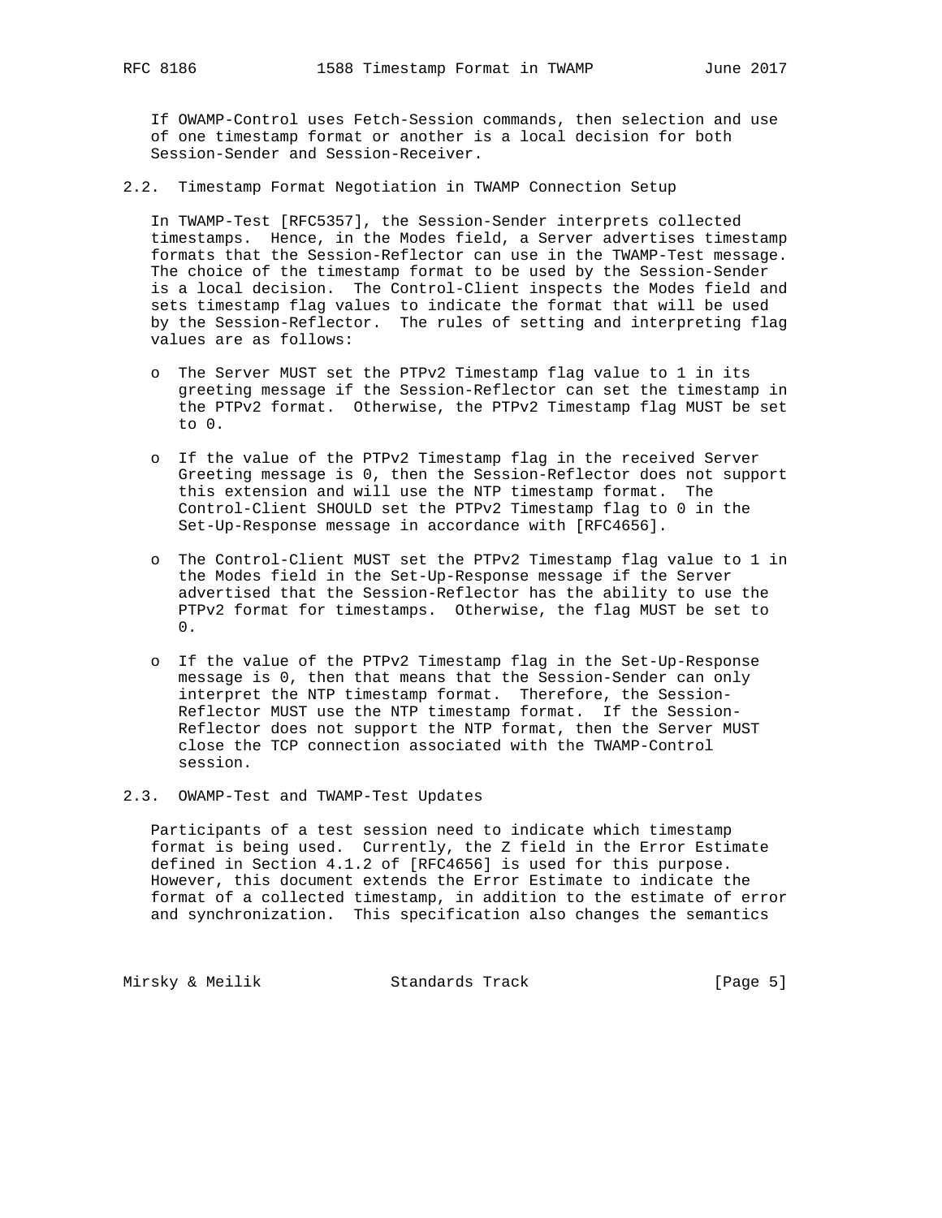If OWAMP-Control uses Fetch-Session commands, then selection and use of one timestamp format or another is a local decision for both Session-Sender and Session-Receiver.

## 2.2. Timestamp Format Negotiation in TWAMP Connection Setup

In TWAMP-Test [RFC5357], the Session-Sender interprets collected timestamps. Hence, in the Modes field, a Server advertises timestamp formats that the Session-Reflector can use in the TWAMP-Test message. The choice of the timestamp format to be used by the Session-Sender is a local decision. The Control-Client inspects the Modes field and sets timestamp flag values to indicate the format that will be used by the Session-Reflector. The rules of setting and interpreting flag values are as follows:

- The Server MUST set the PTPv2 Timestamp flag value to 1 in its greeting message if the Session-Reflector can set the timestamp in the PTPv2 format. Otherwise, the PTPv2 Timestamp flag MUST be set to 0.
- If the value of the PTPv2 Timestamp flag in the received Server Greeting message is 0, then the Session-Reflector does not support this extension and will use the NTP timestamp format. The Control-Client SHOULD set the PTPv2 Timestamp flag to 0 in the Set-Up-Response message in accordance with [RFC4656].
- The Control-Client MUST set the PTPv2 Timestamp flag value to 1 in the Modes field in the Set-Up-Response message if the Server advertised that the Session-Reflector has the ability to use the PTPv2 format for timestamps. Otherwise, the flag MUST be set to 0.
- If the value of the PTPv2 Timestamp flag in the Set-Up-Response message is 0, then that means that the Session-Sender can only interpret the NTP timestamp format. Therefore, the Session-Reflector MUST use the NTP timestamp format. If the Session-Reflector does not support the NTP format, then the Server MUST close the TCP connection associated with the TWAMP-Control session.

## 2.3. OWAMP-Test and TWAMP-Test Updates

Participants of a test session need to indicate which timestamp format is being used. Currently, the Z field in the Error Estimate defined in Section 4.1.2 of [RFC4656] is used for this purpose. However, this document extends the Error Estimate to indicate the format of a collected timestamp, in addition to the estimate of error and synchronization. This specification also changes the semantics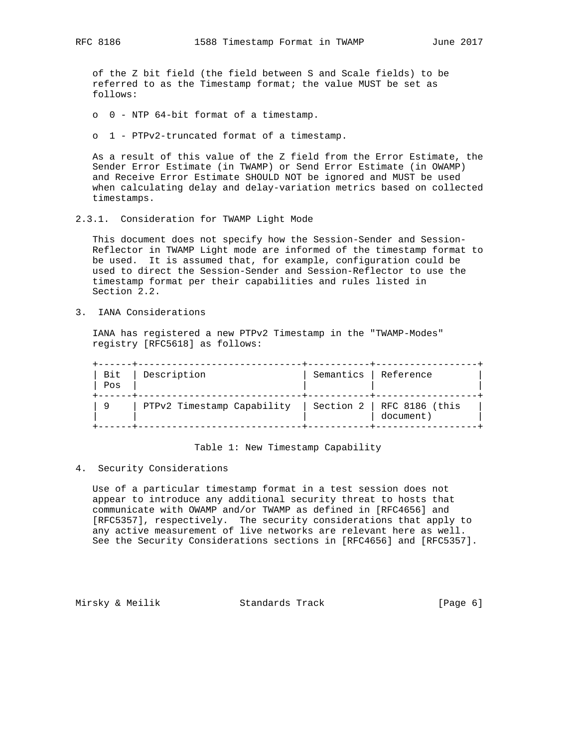of the Z bit field (the field between S and Scale fields) to be referred to as the Timestamp format; the value MUST be set as follows:

- 0 - NTP 64-bit format of a timestamp.
- 1 - PTPv2-truncated format of a timestamp.

As a result of this value of the Z field from the Error Estimate, the Sender Error Estimate (in TWAMP) or Send Error Estimate (in OWAMP) and Receive Error Estimate SHOULD NOT be ignored and MUST be used when calculating delay and delay-variation metrics based on collected timestamps.

### 2.3.1. Consideration for TWAMP Light Mode

This document does not specify how the Session-Sender and Session-Reflector in TWAMP Light mode are informed of the timestamp format to be used. It is assumed that, for example, configuration could be used to direct the Session-Sender and Session-Reflector to use the timestamp format per their capabilities and rules listed in Section 2.2.

## 3. IANA Considerations

IANA has registered a new PTPv2 Timestamp in the "TWAMP-Modes" registry [RFC5618] as follows:

| Bit Pos | Description | Semantics | Reference |
|---|---|---|---|
| 9 | PTPv2 Timestamp Capability | Section 2 | RFC 8186 (this document) |

Table 1: New Timestamp Capability

## 4. Security Considerations

Use of a particular timestamp format in a test session does not appear to introduce any additional security threat to hosts that communicate with OWAMP and/or TWAMP as defined in [RFC4656] and [RFC5357], respectively. The security considerations that apply to any active measurement of live networks are relevant here as well. See the Security Considerations sections in [RFC4656] and [RFC5357].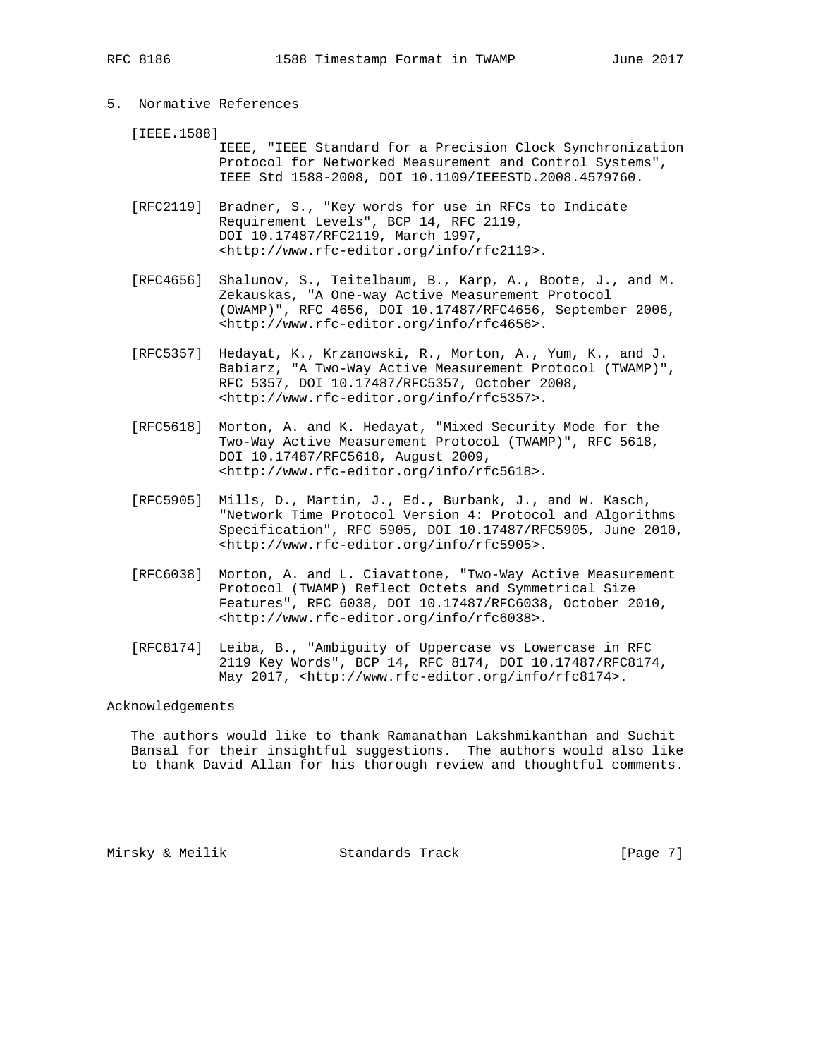## 5. Normative References

[IEEE.1588]
IEEE, "IEEE Standard for a Precision Clock Synchronization Protocol for Networked Measurement and Control Systems", IEEE Std 1588-2008, DOI 10.1109/IEEESTD.2008.4579760.

[RFC2119] Bradner, S., "Key words for use in RFCs to Indicate Requirement Levels", BCP 14, RFC 2119, DOI 10.17487/RFC2119, March 1997, <http://www.rfc-editor.org/info/rfc2119>.

[RFC4656] Shalunov, S., Teitelbaum, B., Karp, A., Boote, J., and M. Zekauskas, "A One-way Active Measurement Protocol (OWAMP)", RFC 4656, DOI 10.17487/RFC4656, September 2006, <http://www.rfc-editor.org/info/rfc4656>.

[RFC5357] Hedayat, K., Krzanowski, R., Morton, A., Yum, K., and J. Babiarz, "A Two-Way Active Measurement Protocol (TWAMP)", RFC 5357, DOI 10.17487/RFC5357, October 2008, <http://www.rfc-editor.org/info/rfc5357>.

[RFC5618] Morton, A. and K. Hedayat, "Mixed Security Mode for the Two-Way Active Measurement Protocol (TWAMP)", RFC 5618, DOI 10.17487/RFC5618, August 2009, <http://www.rfc-editor.org/info/rfc5618>.

[RFC5905] Mills, D., Martin, J., Ed., Burbank, J., and W. Kasch, "Network Time Protocol Version 4: Protocol and Algorithms Specification", RFC 5905, DOI 10.17487/RFC5905, June 2010, <http://www.rfc-editor.org/info/rfc5905>.

[RFC6038] Morton, A. and L. Ciavattone, "Two-Way Active Measurement Protocol (TWAMP) Reflect Octets and Symmetrical Size Features", RFC 6038, DOI 10.17487/RFC6038, October 2010, <http://www.rfc-editor.org/info/rfc6038>.

[RFC8174] Leiba, B., "Ambiguity of Uppercase vs Lowercase in RFC 2119 Key Words", BCP 14, RFC 8174, DOI 10.17487/RFC8174, May 2017, <http://www.rfc-editor.org/info/rfc8174>.

## Acknowledgements

The authors would like to thank Ramanathan Lakshmikanthan and Suchit Bansal for their insightful suggestions. The authors would also like to thank David Allan for his thorough review and thoughtful comments.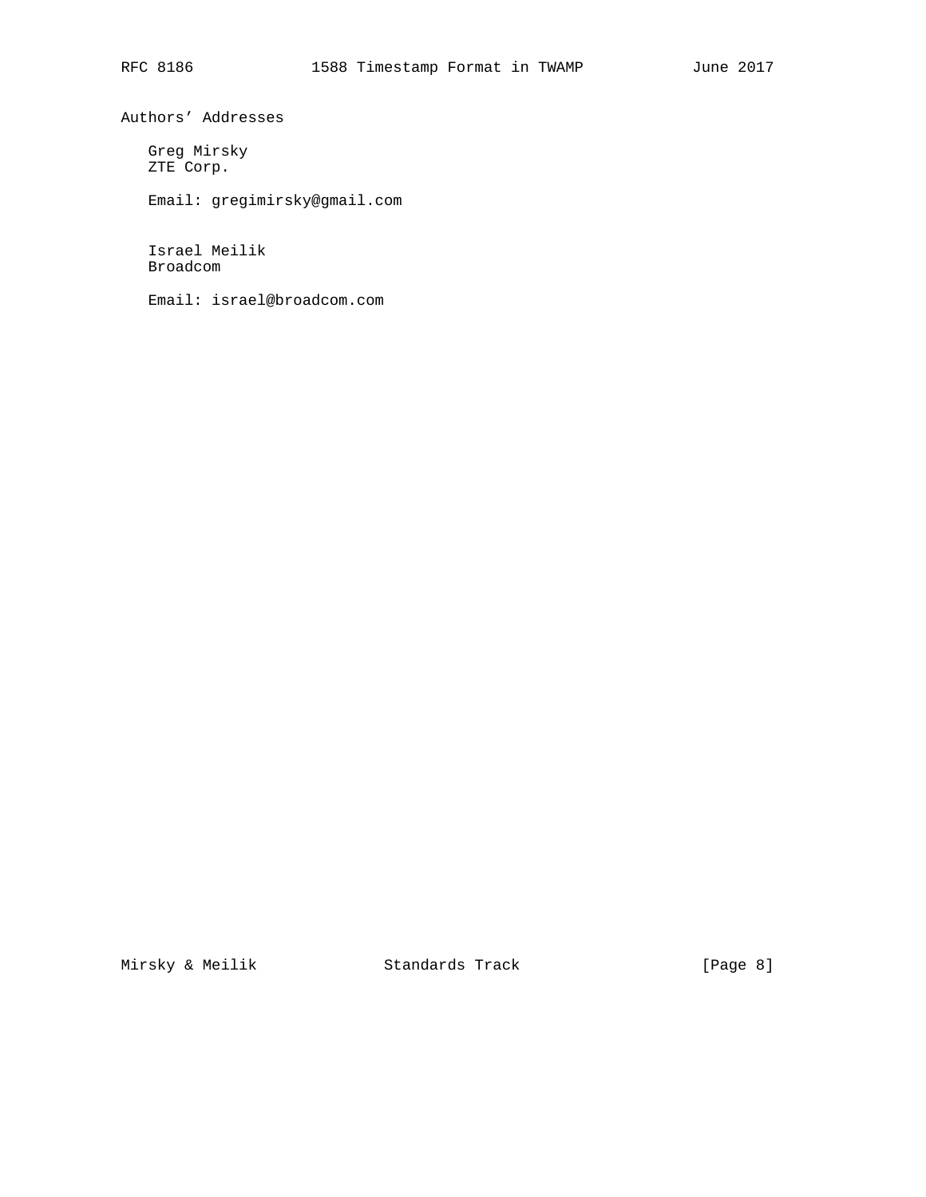## Authors' Addresses

Greg Mirsky
ZTE Corp.

Email: gregimirsky@gmail.com

Israel Meilik
Broadcom

Email: israel@broadcom.com